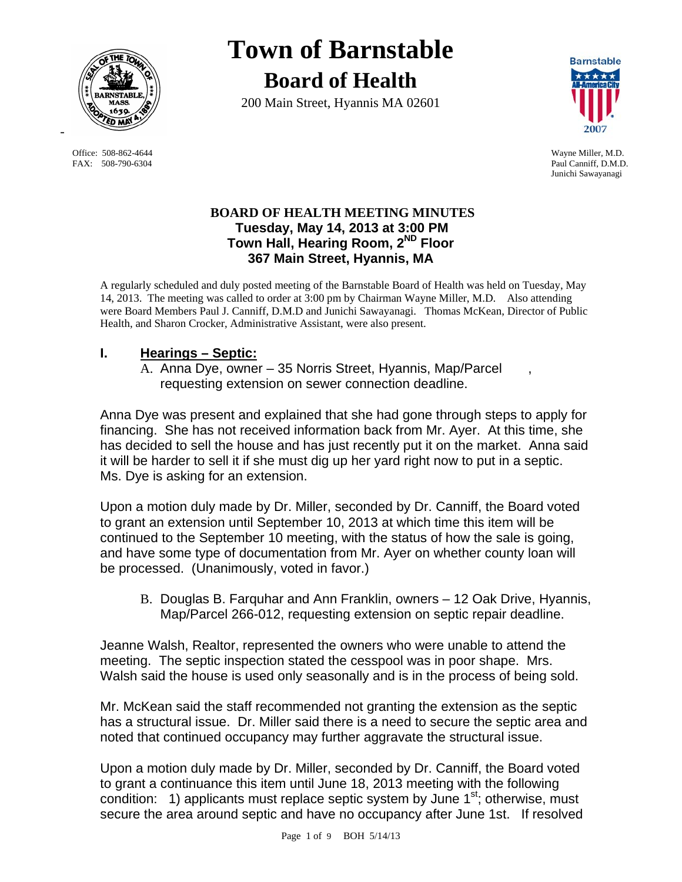# Town of Barnstable

## Board of Health

200 Main Street, Hyannis MA 02601

Office: 508-862-4644
FAX: 508-790-6304

Wayne Miller, M.D.
Paul Canniff, D.M.D.
Junichi Sawayanagi

### BOARD OF HEALTH MEETING MINUTES
### Tuesday, May 14, 2013 at 3:00 PM
### Town Hall, Hearing Room, 2ND Floor
### 367 Main Street, Hyannis, MA

A regularly scheduled and duly posted meeting of the Barnstable Board of Health was held on Tuesday, May 14, 2013. The meeting was called to order at 3:00 pm by Chairman Wayne Miller, M.D. Also attending were Board Members Paul J. Canniff, D.M.D and Junichi Sawayanagi. Thomas McKean, Director of Public Health, and Sharon Crocker, Administrative Assistant, were also present.

## I. Hearings – Septic:

A. Anna Dye, owner – 35 Norris Street, Hyannis, Map/Parcel , requesting extension on sewer connection deadline.

Anna Dye was present and explained that she had gone through steps to apply for financing. She has not received information back from Mr. Ayer. At this time, she has decided to sell the house and has just recently put it on the market. Anna said it will be harder to sell it if she must dig up her yard right now to put in a septic. Ms. Dye is asking for an extension.

Upon a motion duly made by Dr. Miller, seconded by Dr. Canniff, the Board voted to grant an extension until September 10, 2013 at which time this item will be continued to the September 10 meeting, with the status of how the sale is going, and have some type of documentation from Mr. Ayer on whether county loan will be processed. (Unanimously, voted in favor.)

B. Douglas B. Farquhar and Ann Franklin, owners – 12 Oak Drive, Hyannis, Map/Parcel 266-012, requesting extension on septic repair deadline.

Jeanne Walsh, Realtor, represented the owners who were unable to attend the meeting. The septic inspection stated the cesspool was in poor shape. Mrs. Walsh said the house is used only seasonally and is in the process of being sold.

Mr. McKean said the staff recommended not granting the extension as the septic has a structural issue. Dr. Miller said there is a need to secure the septic area and noted that continued occupancy may further aggravate the structural issue.

Upon a motion duly made by Dr. Miller, seconded by Dr. Canniff, the Board voted to grant a continuance this item until June 18, 2013 meeting with the following condition: 1) applicants must replace septic system by June 1st; otherwise, must secure the area around septic and have no occupancy after June 1st. If resolved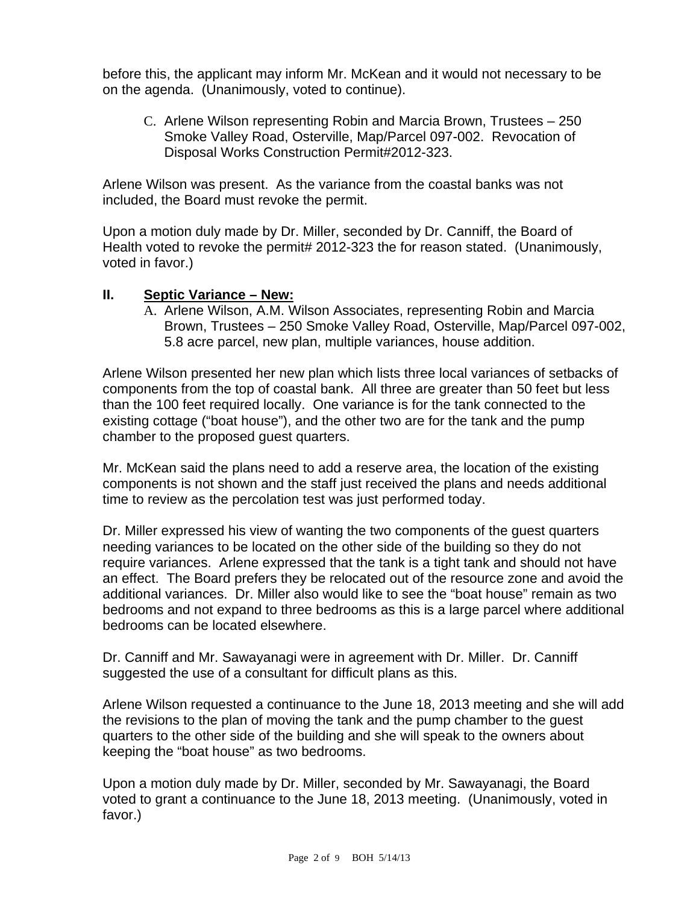before this, the applicant may inform Mr. McKean and it would not necessary to be on the agenda. (Unanimously, voted to continue).

C. Arlene Wilson representing Robin and Marcia Brown, Trustees – 250 Smoke Valley Road, Osterville, Map/Parcel 097-002. Revocation of Disposal Works Construction Permit#2012-323.

Arlene Wilson was present. As the variance from the coastal banks was not included, the Board must revoke the permit.

Upon a motion duly made by Dr. Miller, seconded by Dr. Canniff, the Board of Health voted to revoke the permit# 2012-323 the for reason stated. (Unanimously, voted in favor.)

## II. <u>Septic Variance – New:</u>

A. Arlene Wilson, A.M. Wilson Associates, representing Robin and Marcia Brown, Trustees – 250 Smoke Valley Road, Osterville, Map/Parcel 097-002, 5.8 acre parcel, new plan, multiple variances, house addition.

Arlene Wilson presented her new plan which lists three local variances of setbacks of components from the top of coastal bank. All three are greater than 50 feet but less than the 100 feet required locally. One variance is for the tank connected to the existing cottage ("boat house"), and the other two are for the tank and the pump chamber to the proposed guest quarters.

Mr. McKean said the plans need to add a reserve area, the location of the existing components is not shown and the staff just received the plans and needs additional time to review as the percolation test was just performed today.

Dr. Miller expressed his view of wanting the two components of the guest quarters needing variances to be located on the other side of the building so they do not require variances. Arlene expressed that the tank is a tight tank and should not have an effect. The Board prefers they be relocated out of the resource zone and avoid the additional variances. Dr. Miller also would like to see the "boat house" remain as two bedrooms and not expand to three bedrooms as this is a large parcel where additional bedrooms can be located elsewhere.

Dr. Canniff and Mr. Sawayanagi were in agreement with Dr. Miller. Dr. Canniff suggested the use of a consultant for difficult plans as this.

Arlene Wilson requested a continuance to the June 18, 2013 meeting and she will add the revisions to the plan of moving the tank and the pump chamber to the guest quarters to the other side of the building and she will speak to the owners about keeping the "boat house" as two bedrooms.

Upon a motion duly made by Dr. Miller, seconded by Mr. Sawayanagi, the Board voted to grant a continuance to the June 18, 2013 meeting. (Unanimously, voted in favor.)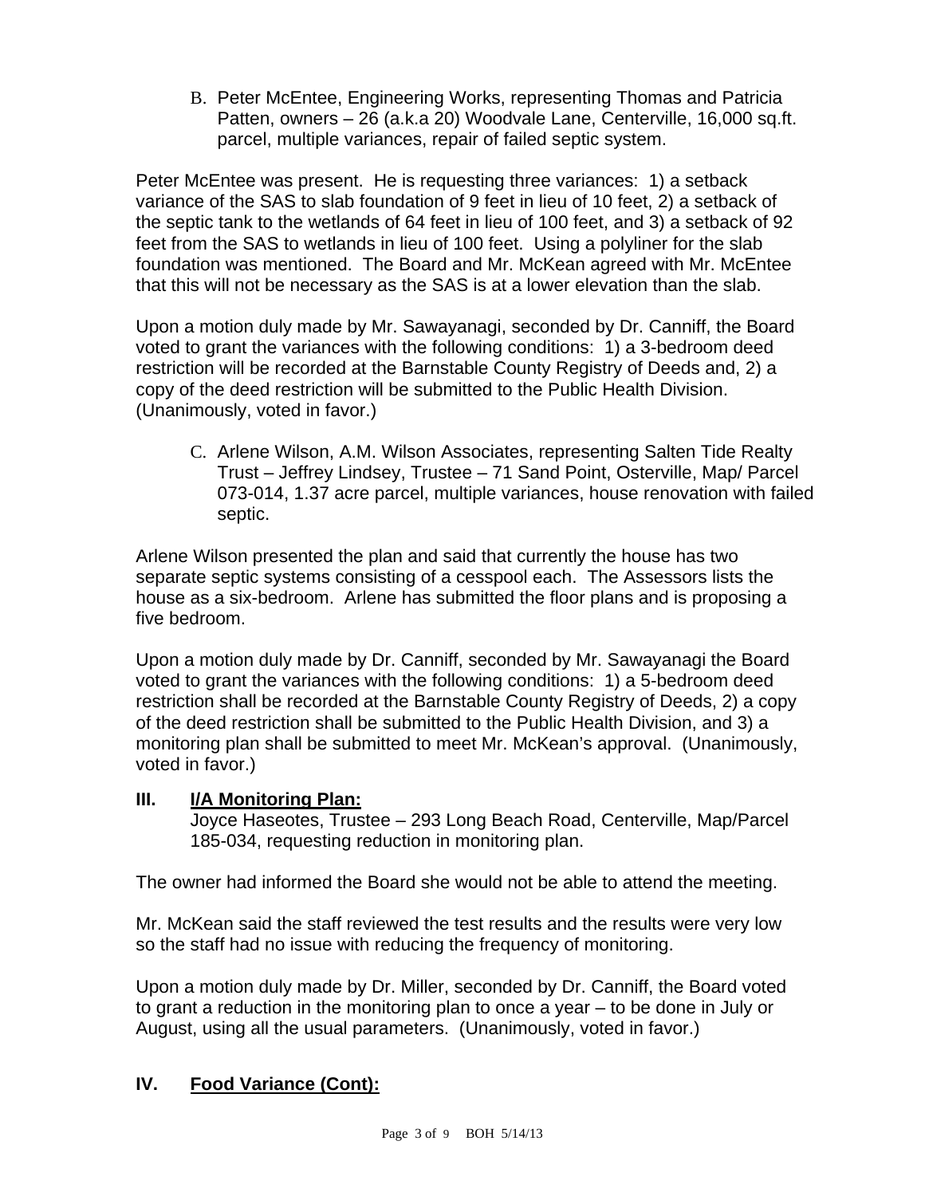B. Peter McEntee, Engineering Works, representing Thomas and Patricia Patten, owners – 26 (a.k.a 20) Woodvale Lane, Centerville, 16,000 sq.ft. parcel, multiple variances, repair of failed septic system.

Peter McEntee was present. He is requesting three variances: 1) a setback variance of the SAS to slab foundation of 9 feet in lieu of 10 feet, 2) a setback of the septic tank to the wetlands of 64 feet in lieu of 100 feet, and 3) a setback of 92 feet from the SAS to wetlands in lieu of 100 feet. Using a polyliner for the slab foundation was mentioned. The Board and Mr. McKean agreed with Mr. McEntee that this will not be necessary as the SAS is at a lower elevation than the slab.

Upon a motion duly made by Mr. Sawayanagi, seconded by Dr. Canniff, the Board voted to grant the variances with the following conditions: 1) a 3-bedroom deed restriction will be recorded at the Barnstable County Registry of Deeds and, 2) a copy of the deed restriction will be submitted to the Public Health Division. (Unanimously, voted in favor.)

C. Arlene Wilson, A.M. Wilson Associates, representing Salten Tide Realty Trust – Jeffrey Lindsey, Trustee – 71 Sand Point, Osterville, Map/ Parcel 073-014, 1.37 acre parcel, multiple variances, house renovation with failed septic.

Arlene Wilson presented the plan and said that currently the house has two separate septic systems consisting of a cesspool each. The Assessors lists the house as a six-bedroom. Arlene has submitted the floor plans and is proposing a five bedroom.

Upon a motion duly made by Dr. Canniff, seconded by Mr. Sawayanagi the Board voted to grant the variances with the following conditions: 1) a 5-bedroom deed restriction shall be recorded at the Barnstable County Registry of Deeds, 2) a copy of the deed restriction shall be submitted to the Public Health Division, and 3) a monitoring plan shall be submitted to meet Mr. McKean's approval. (Unanimously, voted in favor.)

## III. I/A Monitoring Plan:

Joyce Haseotes, Trustee – 293 Long Beach Road, Centerville, Map/Parcel 185-034, requesting reduction in monitoring plan.

The owner had informed the Board she would not be able to attend the meeting.

Mr. McKean said the staff reviewed the test results and the results were very low so the staff had no issue with reducing the frequency of monitoring.

Upon a motion duly made by Dr. Miller, seconded by Dr. Canniff, the Board voted to grant a reduction in the monitoring plan to once a year – to be done in July or August, using all the usual parameters. (Unanimously, voted in favor.)

## IV. Food Variance (Cont):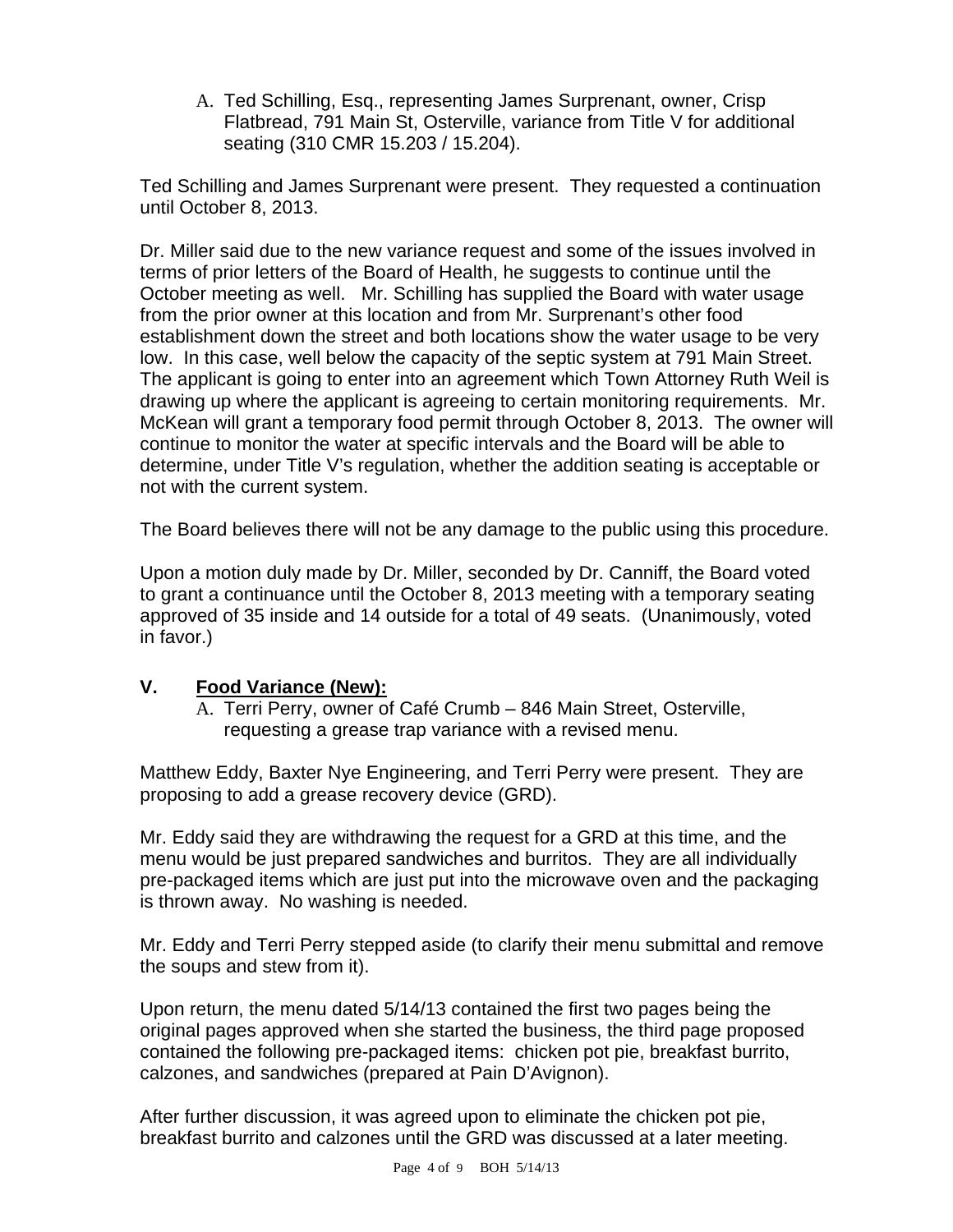A. Ted Schilling, Esq., representing James Surprenant, owner, Crisp Flatbread, 791 Main St, Osterville, variance from Title V for additional seating (310 CMR 15.203 / 15.204).

Ted Schilling and James Surprenant were present. They requested a continuation until October 8, 2013.

Dr. Miller said due to the new variance request and some of the issues involved in terms of prior letters of the Board of Health, he suggests to continue until the October meeting as well. Mr. Schilling has supplied the Board with water usage from the prior owner at this location and from Mr. Surprenant's other food establishment down the street and both locations show the water usage to be very low. In this case, well below the capacity of the septic system at 791 Main Street. The applicant is going to enter into an agreement which Town Attorney Ruth Weil is drawing up where the applicant is agreeing to certain monitoring requirements. Mr. McKean will grant a temporary food permit through October 8, 2013. The owner will continue to monitor the water at specific intervals and the Board will be able to determine, under Title V's regulation, whether the addition seating is acceptable or not with the current system.

The Board believes there will not be any damage to the public using this procedure.

Upon a motion duly made by Dr. Miller, seconded by Dr. Canniff, the Board voted to grant a continuance until the October 8, 2013 meeting with a temporary seating approved of 35 inside and 14 outside for a total of 49 seats. (Unanimously, voted in favor.)

## V. Food Variance (New):

A. Terri Perry, owner of Café Crumb – 846 Main Street, Osterville, requesting a grease trap variance with a revised menu.

Matthew Eddy, Baxter Nye Engineering, and Terri Perry were present. They are proposing to add a grease recovery device (GRD).

Mr. Eddy said they are withdrawing the request for a GRD at this time, and the menu would be just prepared sandwiches and burritos. They are all individually pre-packaged items which are just put into the microwave oven and the packaging is thrown away. No washing is needed.

Mr. Eddy and Terri Perry stepped aside (to clarify their menu submittal and remove the soups and stew from it).

Upon return, the menu dated 5/14/13 contained the first two pages being the original pages approved when she started the business, the third page proposed contained the following pre-packaged items: chicken pot pie, breakfast burrito, calzones, and sandwiches (prepared at Pain D'Avignon).

After further discussion, it was agreed upon to eliminate the chicken pot pie, breakfast burrito and calzones until the GRD was discussed at a later meeting.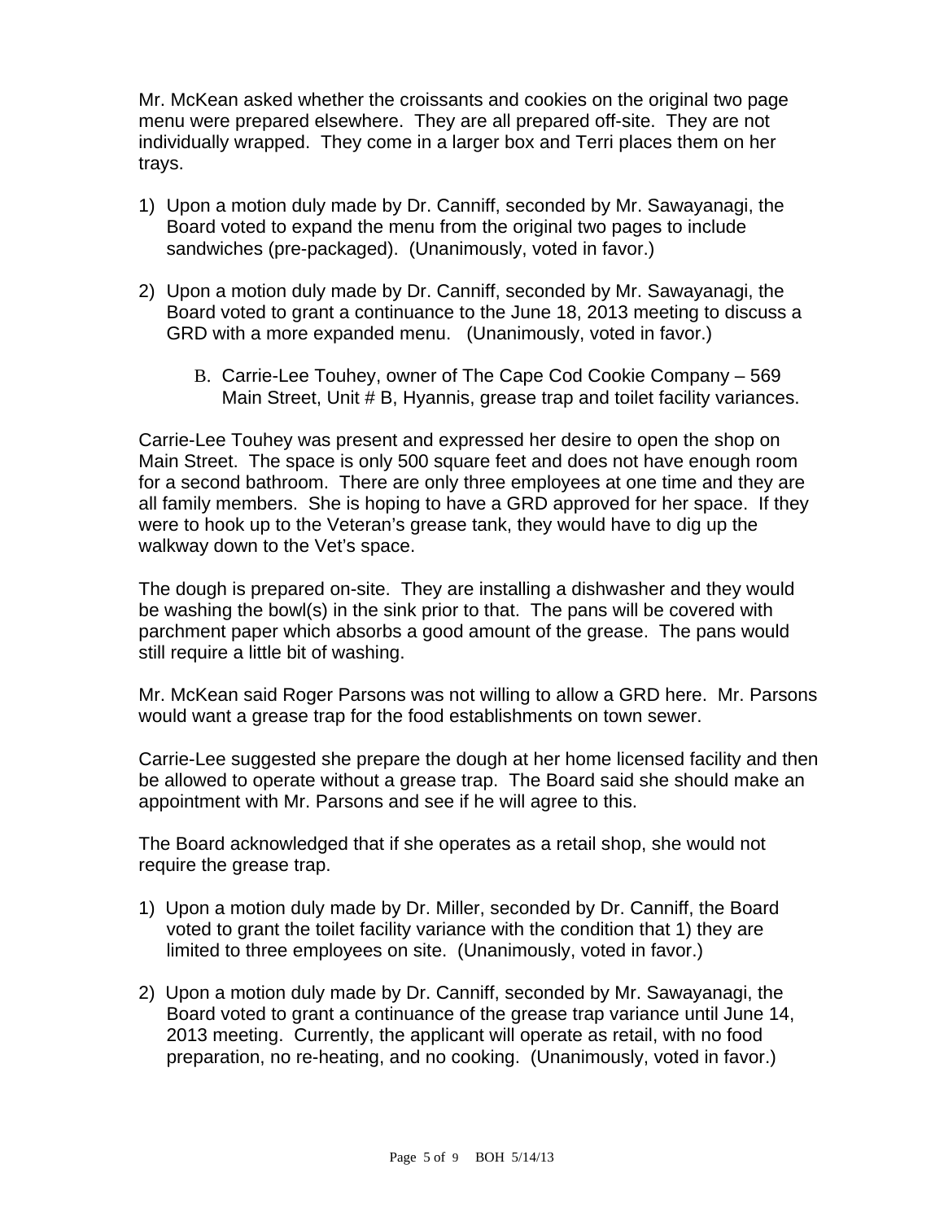Mr. McKean asked whether the croissants and cookies on the original two page menu were prepared elsewhere. They are all prepared off-site. They are not individually wrapped. They come in a larger box and Terri places them on her trays.

1) Upon a motion duly made by Dr. Canniff, seconded by Mr. Sawayanagi, the Board voted to expand the menu from the original two pages to include sandwiches (pre-packaged). (Unanimously, voted in favor.)

2) Upon a motion duly made by Dr. Canniff, seconded by Mr. Sawayanagi, the Board voted to grant a continuance to the June 18, 2013 meeting to discuss a GRD with a more expanded menu. (Unanimously, voted in favor.)

   B. Carrie-Lee Touhey, owner of The Cape Cod Cookie Company – 569 Main Street, Unit # B, Hyannis, grease trap and toilet facility variances.

Carrie-Lee Touhey was present and expressed her desire to open the shop on Main Street. The space is only 500 square feet and does not have enough room for a second bathroom. There are only three employees at one time and they are all family members. She is hoping to have a GRD approved for her space. If they were to hook up to the Veteran's grease tank, they would have to dig up the walkway down to the Vet's space.

The dough is prepared on-site. They are installing a dishwasher and they would be washing the bowl(s) in the sink prior to that. The pans will be covered with parchment paper which absorbs a good amount of the grease. The pans would still require a little bit of washing.

Mr. McKean said Roger Parsons was not willing to allow a GRD here. Mr. Parsons would want a grease trap for the food establishments on town sewer.

Carrie-Lee suggested she prepare the dough at her home licensed facility and then be allowed to operate without a grease trap. The Board said she should make an appointment with Mr. Parsons and see if he will agree to this.

The Board acknowledged that if she operates as a retail shop, she would not require the grease trap.

1) Upon a motion duly made by Dr. Miller, seconded by Dr. Canniff, the Board voted to grant the toilet facility variance with the condition that 1) they are limited to three employees on site. (Unanimously, voted in favor.)

2) Upon a motion duly made by Dr. Canniff, seconded by Mr. Sawayanagi, the Board voted to grant a continuance of the grease trap variance until June 14, 2013 meeting. Currently, the applicant will operate as retail, with no food preparation, no re-heating, and no cooking. (Unanimously, voted in favor.)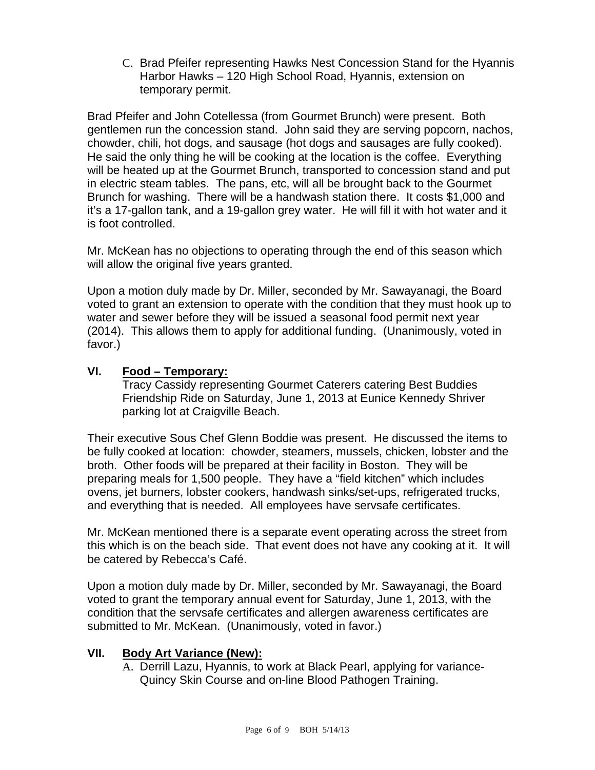C. Brad Pfeifer representing Hawks Nest Concession Stand for the Hyannis Harbor Hawks – 120 High School Road, Hyannis, extension on temporary permit.

Brad Pfeifer and John Cotellessa (from Gourmet Brunch) were present. Both gentlemen run the concession stand. John said they are serving popcorn, nachos, chowder, chili, hot dogs, and sausage (hot dogs and sausages are fully cooked). He said the only thing he will be cooking at the location is the coffee. Everything will be heated up at the Gourmet Brunch, transported to concession stand and put in electric steam tables. The pans, etc, will all be brought back to the Gourmet Brunch for washing. There will be a handwash station there. It costs $1,000 and it's a 17-gallon tank, and a 19-gallon grey water. He will fill it with hot water and it is foot controlled.

Mr. McKean has no objections to operating through the end of this season which will allow the original five years granted.

Upon a motion duly made by Dr. Miller, seconded by Mr. Sawayanagi, the Board voted to grant an extension to operate with the condition that they must hook up to water and sewer before they will be issued a seasonal food permit next year (2014). This allows them to apply for additional funding. (Unanimously, voted in favor.)

## VI. Food – Temporary:

Tracy Cassidy representing Gourmet Caterers catering Best Buddies Friendship Ride on Saturday, June 1, 2013 at Eunice Kennedy Shriver parking lot at Craigville Beach.

Their executive Sous Chef Glenn Boddie was present. He discussed the items to be fully cooked at location: chowder, steamers, mussels, chicken, lobster and the broth. Other foods will be prepared at their facility in Boston. They will be preparing meals for 1,500 people. They have a "field kitchen" which includes ovens, jet burners, lobster cookers, handwash sinks/set-ups, refrigerated trucks, and everything that is needed. All employees have servsafe certificates.

Mr. McKean mentioned there is a separate event operating across the street from this which is on the beach side. That event does not have any cooking at it. It will be catered by Rebecca's Café.

Upon a motion duly made by Dr. Miller, seconded by Mr. Sawayanagi, the Board voted to grant the temporary annual event for Saturday, June 1, 2013, with the condition that the servsafe certificates and allergen awareness certificates are submitted to Mr. McKean. (Unanimously, voted in favor.)

## VII. Body Art Variance (New):

A. Derrill Lazu, Hyannis, to work at Black Pearl, applying for variance-Quincy Skin Course and on-line Blood Pathogen Training.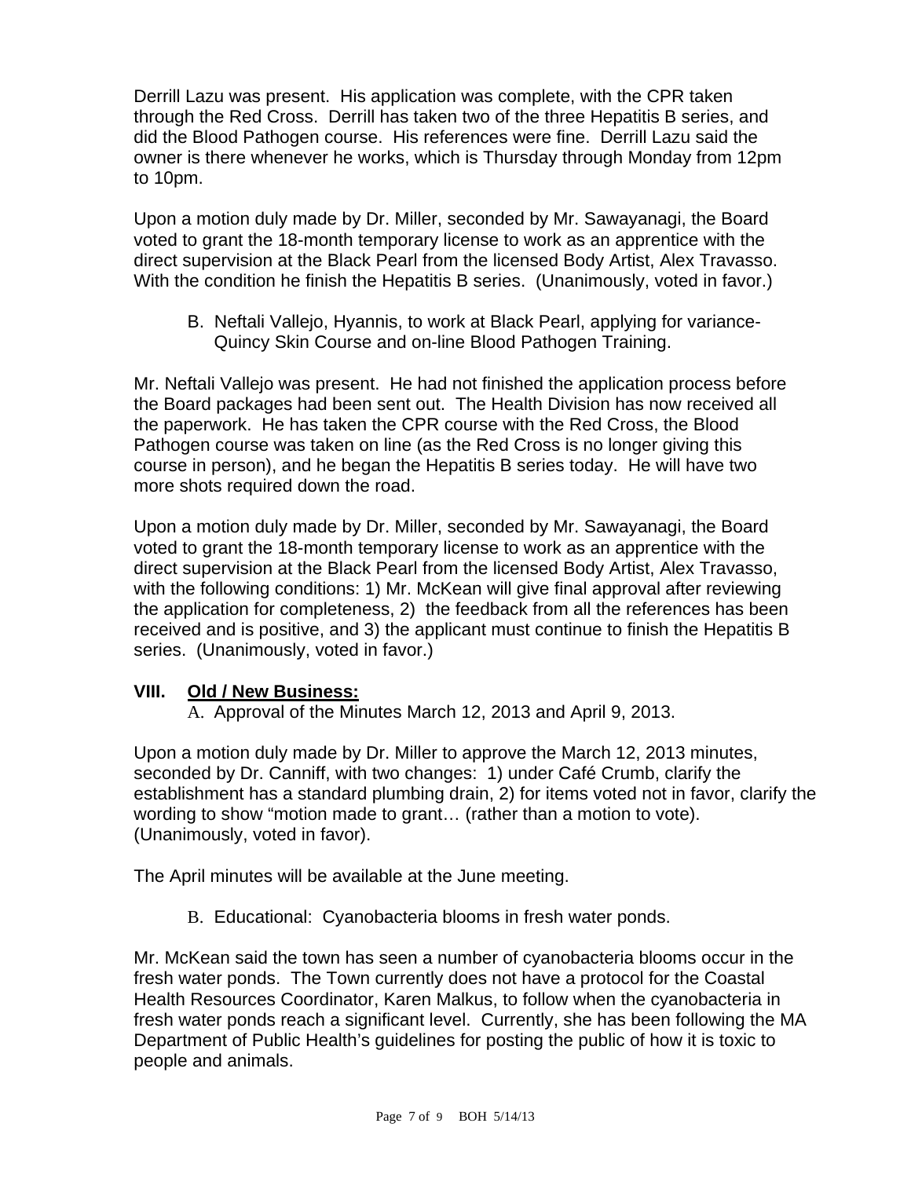Derrill Lazu was present. His application was complete, with the CPR taken through the Red Cross. Derrill has taken two of the three Hepatitis B series, and did the Blood Pathogen course. His references were fine. Derrill Lazu said the owner is there whenever he works, which is Thursday through Monday from 12pm to 10pm.

Upon a motion duly made by Dr. Miller, seconded by Mr. Sawayanagi, the Board voted to grant the 18-month temporary license to work as an apprentice with the direct supervision at the Black Pearl from the licensed Body Artist, Alex Travasso. With the condition he finish the Hepatitis B series. (Unanimously, voted in favor.)

B. Neftali Vallejo, Hyannis, to work at Black Pearl, applying for variance- Quincy Skin Course and on-line Blood Pathogen Training.

Mr. Neftali Vallejo was present. He had not finished the application process before the Board packages had been sent out. The Health Division has now received all the paperwork. He has taken the CPR course with the Red Cross, the Blood Pathogen course was taken on line (as the Red Cross is no longer giving this course in person), and he began the Hepatitis B series today. He will have two more shots required down the road.

Upon a motion duly made by Dr. Miller, seconded by Mr. Sawayanagi, the Board voted to grant the 18-month temporary license to work as an apprentice with the direct supervision at the Black Pearl from the licensed Body Artist, Alex Travasso, with the following conditions: 1) Mr. McKean will give final approval after reviewing the application for completeness, 2) the feedback from all the references has been received and is positive, and 3) the applicant must continue to finish the Hepatitis B series. (Unanimously, voted in favor.)

## VIII. Old / New Business:

A. Approval of the Minutes March 12, 2013 and April 9, 2013.

Upon a motion duly made by Dr. Miller to approve the March 12, 2013 minutes, seconded by Dr. Canniff, with two changes: 1) under Café Crumb, clarify the establishment has a standard plumbing drain, 2) for items voted not in favor, clarify the wording to show "motion made to grant… (rather than a motion to vote). (Unanimously, voted in favor).

The April minutes will be available at the June meeting.

B. Educational: Cyanobacteria blooms in fresh water ponds.

Mr. McKean said the town has seen a number of cyanobacteria blooms occur in the fresh water ponds. The Town currently does not have a protocol for the Coastal Health Resources Coordinator, Karen Malkus, to follow when the cyanobacteria in fresh water ponds reach a significant level. Currently, she has been following the MA Department of Public Health's guidelines for posting the public of how it is toxic to people and animals.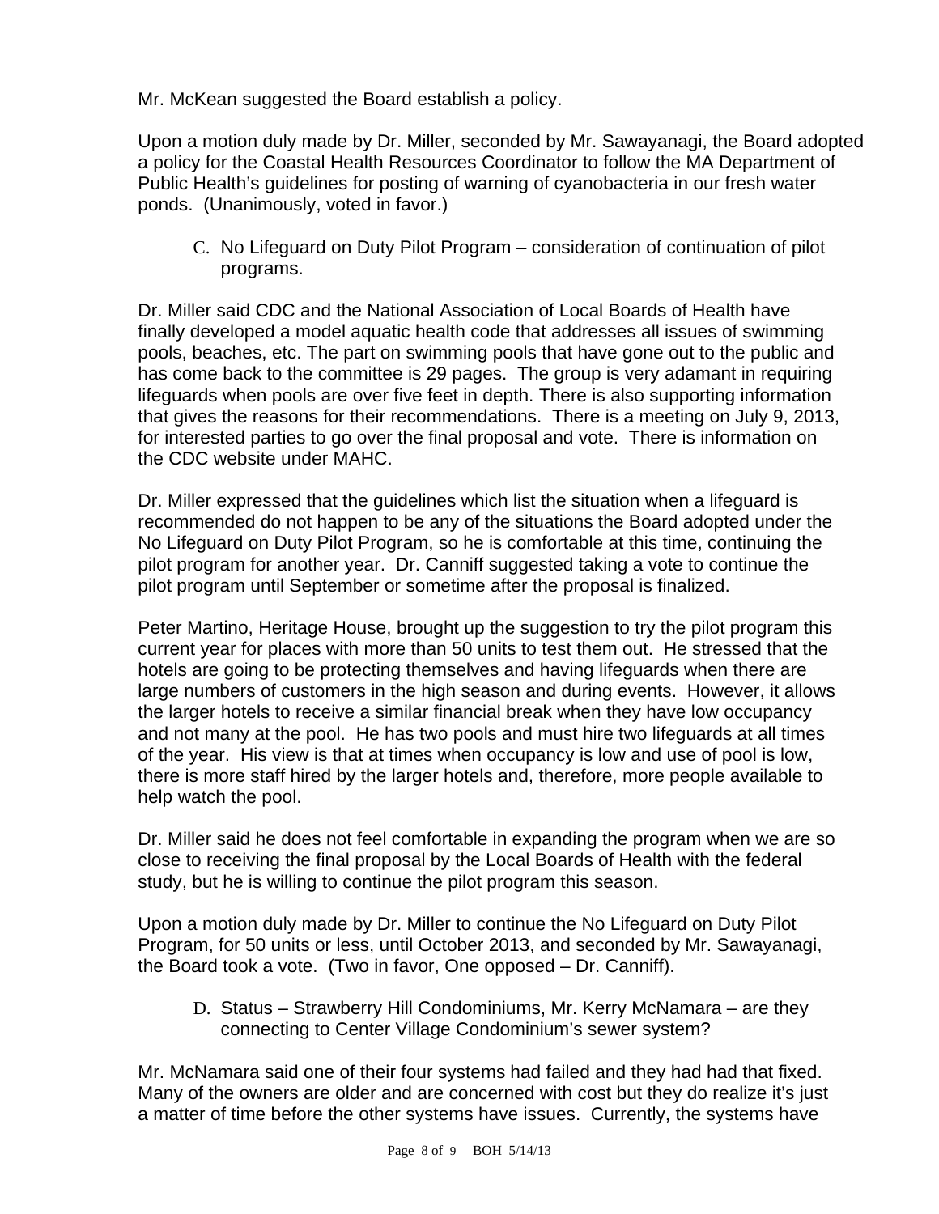Mr. McKean suggested the Board establish a policy.

Upon a motion duly made by Dr. Miller, seconded by Mr. Sawayanagi, the Board adopted a policy for the Coastal Health Resources Coordinator to follow the MA Department of Public Health's guidelines for posting of warning of cyanobacteria in our fresh water ponds. (Unanimously, voted in favor.)

C. No Lifeguard on Duty Pilot Program – consideration of continuation of pilot programs.

Dr. Miller said CDC and the National Association of Local Boards of Health have finally developed a model aquatic health code that addresses all issues of swimming pools, beaches, etc. The part on swimming pools that have gone out to the public and has come back to the committee is 29 pages. The group is very adamant in requiring lifeguards when pools are over five feet in depth. There is also supporting information that gives the reasons for their recommendations. There is a meeting on July 9, 2013, for interested parties to go over the final proposal and vote. There is information on the CDC website under MAHC.

Dr. Miller expressed that the guidelines which list the situation when a lifeguard is recommended do not happen to be any of the situations the Board adopted under the No Lifeguard on Duty Pilot Program, so he is comfortable at this time, continuing the pilot program for another year. Dr. Canniff suggested taking a vote to continue the pilot program until September or sometime after the proposal is finalized.

Peter Martino, Heritage House, brought up the suggestion to try the pilot program this current year for places with more than 50 units to test them out. He stressed that the hotels are going to be protecting themselves and having lifeguards when there are large numbers of customers in the high season and during events. However, it allows the larger hotels to receive a similar financial break when they have low occupancy and not many at the pool. He has two pools and must hire two lifeguards at all times of the year. His view is that at times when occupancy is low and use of pool is low, there is more staff hired by the larger hotels and, therefore, more people available to help watch the pool.

Dr. Miller said he does not feel comfortable in expanding the program when we are so close to receiving the final proposal by the Local Boards of Health with the federal study, but he is willing to continue the pilot program this season.

Upon a motion duly made by Dr. Miller to continue the No Lifeguard on Duty Pilot Program, for 50 units or less, until October 2013, and seconded by Mr. Sawayanagi, the Board took a vote. (Two in favor, One opposed – Dr. Canniff).

D. Status – Strawberry Hill Condominiums, Mr. Kerry McNamara – are they connecting to Center Village Condominium's sewer system?

Mr. McNamara said one of their four systems had failed and they had had that fixed. Many of the owners are older and are concerned with cost but they do realize it's just a matter of time before the other systems have issues. Currently, the systems have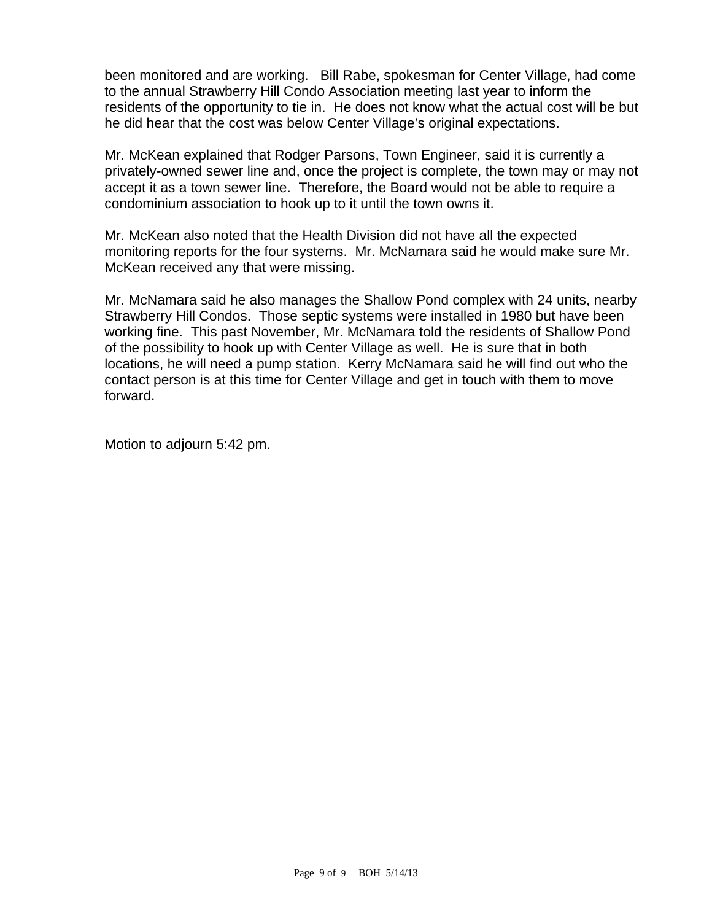been monitored and are working. Bill Rabe, spokesman for Center Village, had come to the annual Strawberry Hill Condo Association meeting last year to inform the residents of the opportunity to tie in. He does not know what the actual cost will be but he did hear that the cost was below Center Village's original expectations.

Mr. McKean explained that Rodger Parsons, Town Engineer, said it is currently a privately-owned sewer line and, once the project is complete, the town may or may not accept it as a town sewer line. Therefore, the Board would not be able to require a condominium association to hook up to it until the town owns it.

Mr. McKean also noted that the Health Division did not have all the expected monitoring reports for the four systems. Mr. McNamara said he would make sure Mr. McKean received any that were missing.

Mr. McNamara said he also manages the Shallow Pond complex with 24 units, nearby Strawberry Hill Condos. Those septic systems were installed in 1980 but have been working fine. This past November, Mr. McNamara told the residents of Shallow Pond of the possibility to hook up with Center Village as well. He is sure that in both locations, he will need a pump station. Kerry McNamara said he will find out who the contact person is at this time for Center Village and get in touch with them to move forward.

Motion to adjourn 5:42 pm.